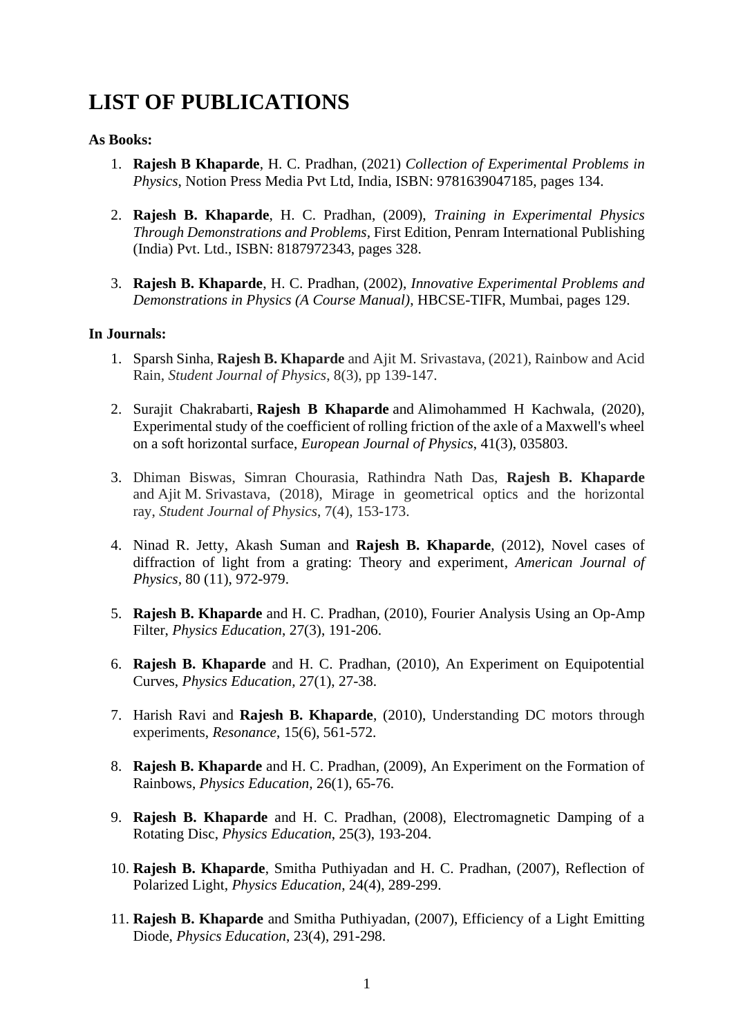# LIST OF PUBLICATIONS

**As Books:**

1. **Rajesh B Khaparde**, H. C. Pradhan, (2021) *Collection of Experimental Problems in Physics*, Notion Press Media Pvt Ltd, India, ISBN: 9781639047185, pages 134.

2. **Rajesh B. Khaparde**, H. C. Pradhan, (2009), *Training in Experimental Physics Through Demonstrations and Problems*, First Edition, Penram International Publishing (India) Pvt. Ltd., ISBN: 8187972343, pages 328.

3. **Rajesh B. Khaparde**, H. C. Pradhan, (2002), *Innovative Experimental Problems and Demonstrations in Physics (A Course Manual)*, HBCSE-TIFR, Mumbai, pages 129.

**In Journals:**

1. Sparsh Sinha, **Rajesh B. Khaparde** and Ajit M. Srivastava, (2021), Rainbow and Acid Rain, *Student Journal of Physics*, 8(3), pp 139-147.

2. Surajit Chakrabarti, **Rajesh B Khaparde** and Alimohammed H Kachwala, (2020), Experimental study of the coefficient of rolling friction of the axle of a Maxwell's wheel on a soft horizontal surface, *European Journal of Physics*, 41(3), 035803.

3. Dhiman Biswas, Simran Chourasia, Rathindra Nath Das, **Rajesh B. Khaparde** and Ajit M. Srivastava, (2018), Mirage in geometrical optics and the horizontal ray, *Student Journal of Physics*, 7(4), 153-173.

4. Ninad R. Jetty, Akash Suman and **Rajesh B. Khaparde**, (2012), Novel cases of diffraction of light from a grating: Theory and experiment, *American Journal of Physics*, 80 (11), 972-979.

5. **Rajesh B. Khaparde** and H. C. Pradhan, (2010), Fourier Analysis Using an Op-Amp Filter, *Physics Education*, 27(3), 191-206.

6. **Rajesh B. Khaparde** and H. C. Pradhan, (2010), An Experiment on Equipotential Curves, *Physics Education*, 27(1), 27-38.

7. Harish Ravi and **Rajesh B. Khaparde**, (2010), Understanding DC motors through experiments, *Resonance*, 15(6), 561-572.

8. **Rajesh B. Khaparde** and H. C. Pradhan, (2009), An Experiment on the Formation of Rainbows, *Physics Education*, 26(1), 65-76.

9. **Rajesh B. Khaparde** and H. C. Pradhan, (2008), Electromagnetic Damping of a Rotating Disc, *Physics Education*, 25(3), 193-204.

10. **Rajesh B. Khaparde**, Smitha Puthiyadan and H. C. Pradhan, (2007), Reflection of Polarized Light, *Physics Education*, 24(4), 289-299.

11. **Rajesh B. Khaparde** and Smitha Puthiyadan, (2007), Efficiency of a Light Emitting Diode, *Physics Education*, 23(4), 291-298.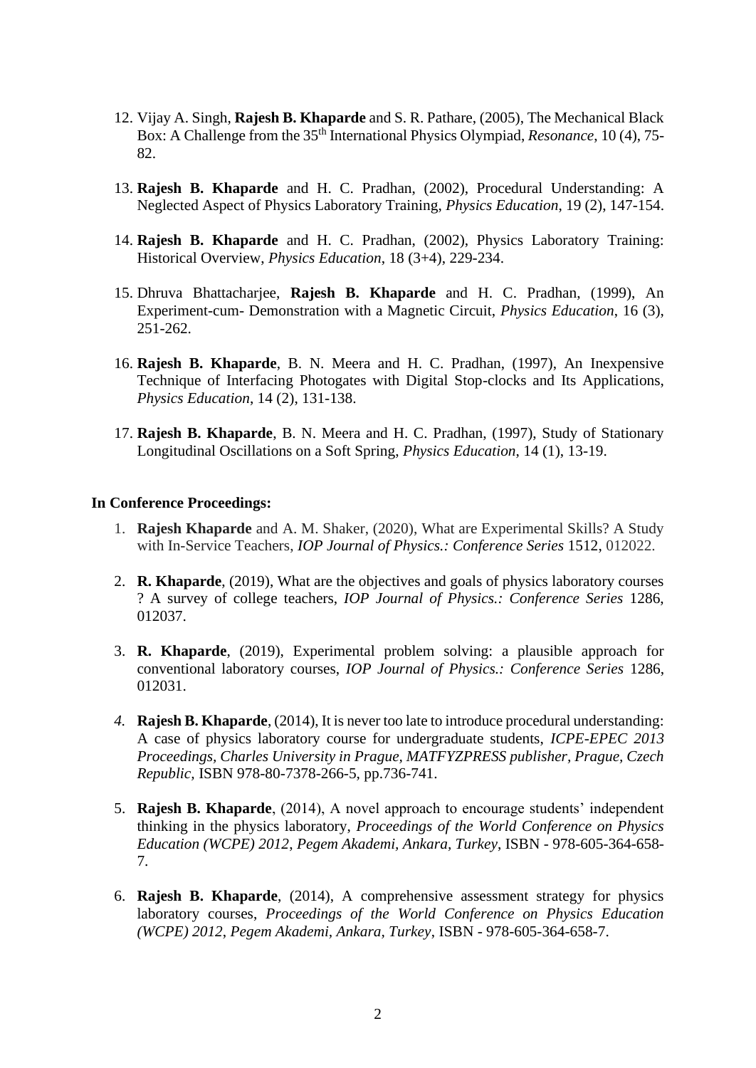12. Vijay A. Singh, **Rajesh B. Khaparde** and S. R. Pathare, (2005), The Mechanical Black Box: A Challenge from the 35th International Physics Olympiad, *Resonance*, 10 (4), 75-82.

13. **Rajesh B. Khaparde** and H. C. Pradhan, (2002), Procedural Understanding: A Neglected Aspect of Physics Laboratory Training, *Physics Education*, 19 (2), 147-154.

14. **Rajesh B. Khaparde** and H. C. Pradhan, (2002), Physics Laboratory Training: Historical Overview, *Physics Education*, 18 (3+4), 229-234.

15. Dhruva Bhattacharjee, **Rajesh B. Khaparde** and H. C. Pradhan, (1999), An Experiment-cum- Demonstration with a Magnetic Circuit, *Physics Education*, 16 (3), 251-262.

16. **Rajesh B. Khaparde**, B. N. Meera and H. C. Pradhan, (1997), An Inexpensive Technique of Interfacing Photogates with Digital Stop-clocks and Its Applications, *Physics Education*, 14 (2), 131-138.

17. **Rajesh B. Khaparde**, B. N. Meera and H. C. Pradhan, (1997), Study of Stationary Longitudinal Oscillations on a Soft Spring, *Physics Education*, 14 (1), 13-19.

**In Conference Proceedings:**

1. **Rajesh Khaparde** and A. M. Shaker, (2020), What are Experimental Skills? A Study with In-Service Teachers, *IOP Journal of Physics.: Conference Series* 1512, 012022.

2. **R. Khaparde**, (2019), What are the objectives and goals of physics laboratory courses ? A survey of college teachers, *IOP Journal of Physics.: Conference Series* 1286, 012037.

3. **R. Khaparde**, (2019), Experimental problem solving: a plausible approach for conventional laboratory courses, *IOP Journal of Physics.: Conference Series* 1286, 012031.

4. **Rajesh B. Khaparde**, (2014), It is never too late to introduce procedural understanding: A case of physics laboratory course for undergraduate students, *ICPE-EPEC 2013 Proceedings, Charles University in Prague, MATFYZPRESS publisher, Prague, Czech Republic*, ISBN 978-80-7378-266-5, pp.736-741.

5. **Rajesh B. Khaparde**, (2014), A novel approach to encourage students' independent thinking in the physics laboratory, *Proceedings of the World Conference on Physics Education (WCPE) 2012, Pegem Akademi, Ankara, Turkey*, ISBN - 978-605-364-658-7.

6. **Rajesh B. Khaparde**, (2014), A comprehensive assessment strategy for physics laboratory courses, *Proceedings of the World Conference on Physics Education (WCPE) 2012, Pegem Akademi, Ankara, Turkey*, ISBN - 978-605-364-658-7.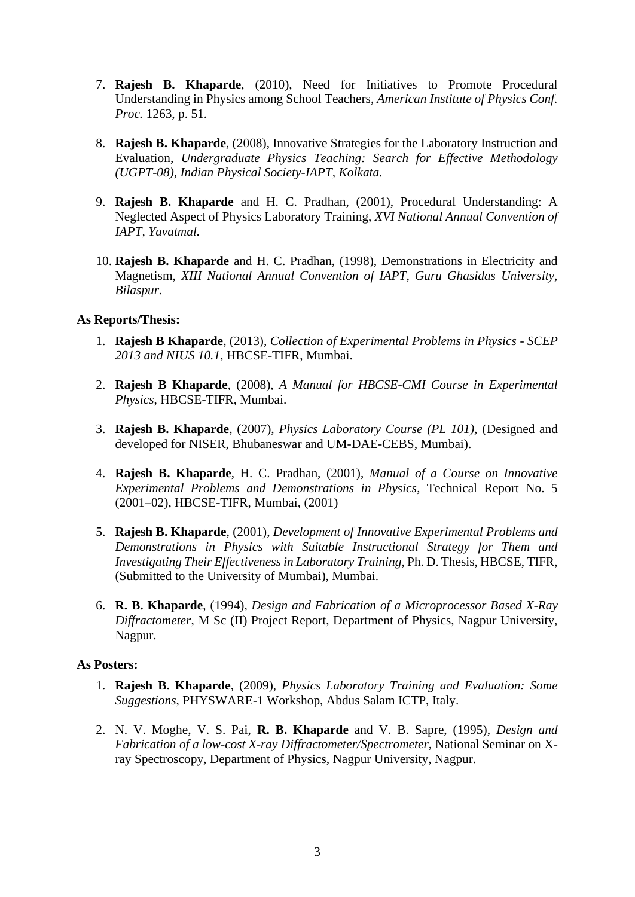7. **Rajesh B. Khaparde**, (2010), Need for Initiatives to Promote Procedural Understanding in Physics among School Teachers, *American Institute of Physics Conf. Proc.* 1263, p. 51.

8. **Rajesh B. Khaparde**, (2008), Innovative Strategies for the Laboratory Instruction and Evaluation, *Undergraduate Physics Teaching: Search for Effective Methodology (UGPT-08), Indian Physical Society-IAPT, Kolkata.*

9. **Rajesh B. Khaparde** and H. C. Pradhan, (2001), Procedural Understanding: A Neglected Aspect of Physics Laboratory Training, *XVI National Annual Convention of IAPT, Yavatmal.*

10. **Rajesh B. Khaparde** and H. C. Pradhan, (1998), Demonstrations in Electricity and Magnetism, *XIII National Annual Convention of IAPT, Guru Ghasidas University, Bilaspur.*

**As Reports/Thesis:**

1. **Rajesh B Khaparde**, (2013), *Collection of Experimental Problems in Physics - SCEP 2013 and NIUS 10.1*, HBCSE-TIFR, Mumbai.

2. **Rajesh B Khaparde**, (2008), *A Manual for HBCSE-CMI Course in Experimental Physics*, HBCSE-TIFR, Mumbai.

3. **Rajesh B. Khaparde**, (2007), *Physics Laboratory Course (PL 101),* (Designed and developed for NISER, Bhubaneswar and UM-DAE-CEBS, Mumbai).

4. **Rajesh B. Khaparde**, H. C. Pradhan, (2001), *Manual of a Course on Innovative Experimental Problems and Demonstrations in Physics*, Technical Report No. 5 (2001–02), HBCSE-TIFR, Mumbai, (2001)

5. **Rajesh B. Khaparde**, (2001), *Development of Innovative Experimental Problems and Demonstrations in Physics with Suitable Instructional Strategy for Them and Investigating Their Effectiveness in Laboratory Training*, Ph. D. Thesis, HBCSE, TIFR, (Submitted to the University of Mumbai), Mumbai.

6. **R. B. Khaparde**, (1994), *Design and Fabrication of a Microprocessor Based X-Ray Diffractometer*, M Sc (II) Project Report, Department of Physics, Nagpur University, Nagpur.

**As Posters:**

1. **Rajesh B. Khaparde**, (2009), *Physics Laboratory Training and Evaluation: Some Suggestions*, PHYSWARE-1 Workshop, Abdus Salam ICTP, Italy.

2. N. V. Moghe, V. S. Pai, **R. B. Khaparde** and V. B. Sapre, (1995), *Design and Fabrication of a low-cost X-ray Diffractometer/Spectrometer*, National Seminar on X-ray Spectroscopy, Department of Physics, Nagpur University, Nagpur.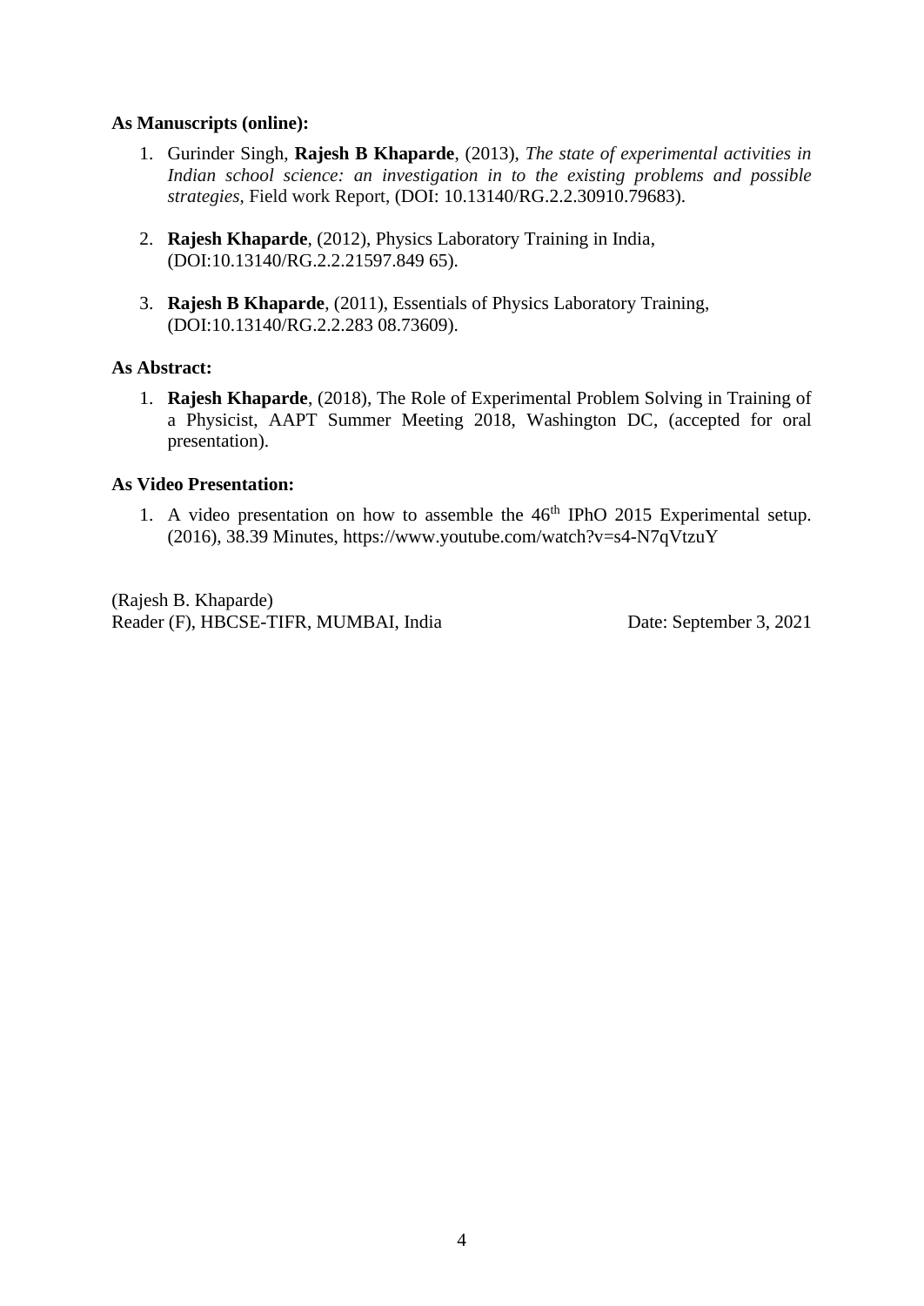**As Manuscripts (online):**

1. Gurinder Singh, **Rajesh B Khaparde**, (2013), *The state of experimental activities in Indian school science: an investigation in to the existing problems and possible strategies*, Field work Report, (DOI: 10.13140/RG.2.2.30910.79683).

2. **Rajesh Khaparde**, (2012), Physics Laboratory Training in India, (DOI:10.13140/RG.2.2.21597.849 65).

3. **Rajesh B Khaparde**, (2011), Essentials of Physics Laboratory Training, (DOI:10.13140/RG.2.2.283 08.73609).

**As Abstract:**

1. **Rajesh Khaparde**, (2018), The Role of Experimental Problem Solving in Training of a Physicist, AAPT Summer Meeting 2018, Washington DC, (accepted for oral presentation).

**As Video Presentation:**

1. A video presentation on how to assemble the 46th IPhO 2015 Experimental setup. (2016), 38.39 Minutes, https://www.youtube.com/watch?v=s4-N7qVtzuY

(Rajesh B. Khaparde)
Reader (F), HBCSE-TIFR, MUMBAI, India    Date: September 3, 2021